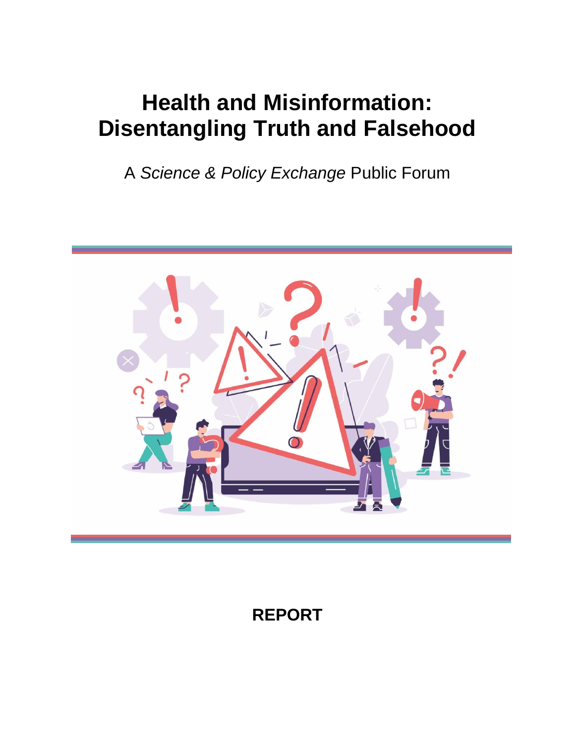# Health and Misinformation: Disentangling Truth and Falsehood

A *Science & Policy Exchange* Public Forum

**REPORT**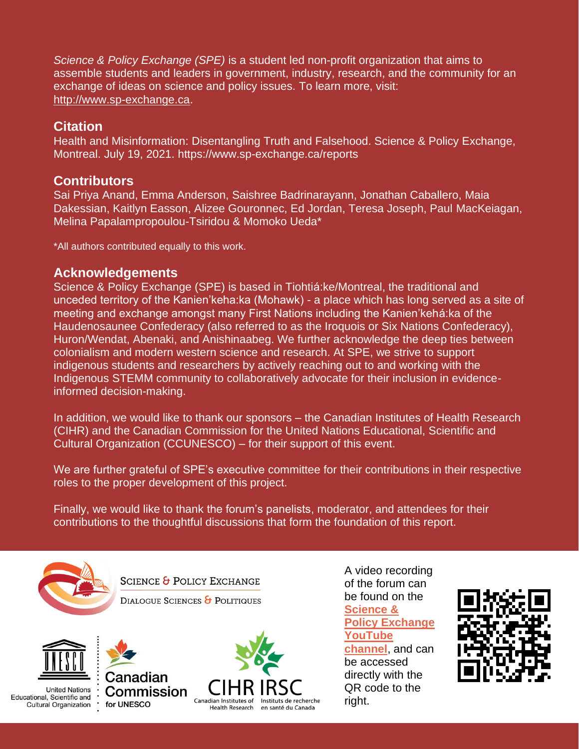*Science & Policy Exchange (SPE)* is a student led non-profit organization that aims to assemble students and leaders in government, industry, research, and the community for an exchange of ideas on science and policy issues. To learn more, visit: http://www.sp-exchange.ca.

## Citation

Health and Misinformation: Disentangling Truth and Falsehood. Science & Policy Exchange, Montreal. July 19, 2021. https://www.sp-exchange.ca/reports

## Contributors

Sai Priya Anand, Emma Anderson, Saishree Badrinarayann, Jonathan Caballero, Maia Dakessian, Kaitlyn Easson, Alizee Gouronnec, Ed Jordan, Teresa Joseph, Paul MacKeiagan, Melina Papalampropoulou-Tsiridou & Momoko Ueda*

*All authors contributed equally to this work.

## Acknowledgements

Science & Policy Exchange (SPE) is based in Tiohtiá:ke/Montreal, the traditional and unceded territory of the Kanien'keha:ka (Mohawk) - a place which has long served as a site of meeting and exchange amongst many First Nations including the Kanien'kehá:ka of the Haudenosaunee Confederacy (also referred to as the Iroquois or Six Nations Confederacy), Huron/Wendat, Abenaki, and Anishinaabeg. We further acknowledge the deep ties between colonialism and modern western science and research. At SPE, we strive to support indigenous students and researchers by actively reaching out to and working with the Indigenous STEMM community to collaboratively advocate for their inclusion in evidence-informed decision-making.

In addition, we would like to thank our sponsors – the Canadian Institutes of Health Research (CIHR) and the Canadian Commission for the United Nations Educational, Scientific and Cultural Organization (CCUNESCO) – for their support of this event.

We are further grateful of SPE's executive committee for their contributions in their respective roles to the proper development of this project.

Finally, we would like to thank the forum's panelists, moderator, and attendees for their contributions to the thoughtful discussions that form the foundation of this report.

Science & Policy Exchange
Dialogue Sciences & Politiques

United Nations Educational, Scientific and Cultural Organization

Canadian Commission for UNESCO

CIHR IRSC
Canadian Institutes of Health Research
Instituts de recherche en santé du Canada

A video recording of the forum can be found on the **Science & Policy Exchange YouTube channel**, and can be accessed directly with the QR code to the right.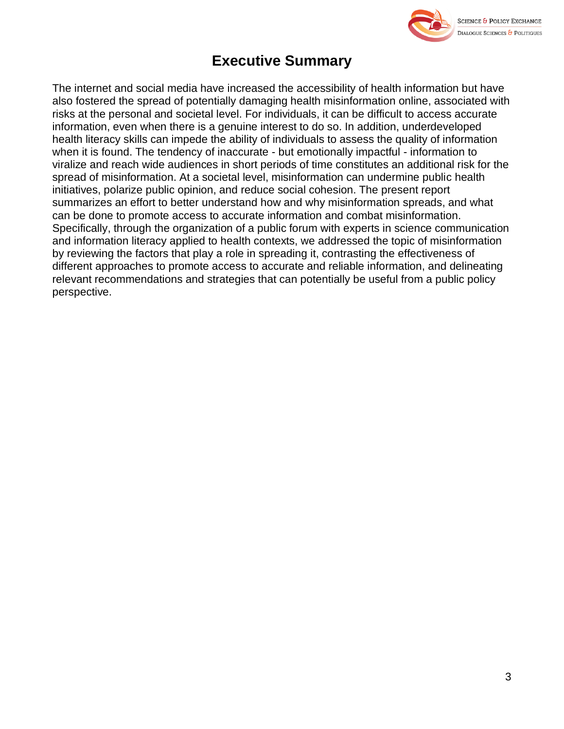# Executive Summary

The internet and social media have increased the accessibility of health information but have also fostered the spread of potentially damaging health misinformation online, associated with risks at the personal and societal level. For individuals, it can be difficult to access accurate information, even when there is a genuine interest to do so. In addition, underdeveloped health literacy skills can impede the ability of individuals to assess the quality of information when it is found. The tendency of inaccurate - but emotionally impactful - information to viralize and reach wide audiences in short periods of time constitutes an additional risk for the spread of misinformation. At a societal level, misinformation can undermine public health initiatives, polarize public opinion, and reduce social cohesion. The present report summarizes an effort to better understand how and why misinformation spreads, and what can be done to promote access to accurate information and combat misinformation. Specifically, through the organization of a public forum with experts in science communication and information literacy applied to health contexts, we addressed the topic of misinformation by reviewing the factors that play a role in spreading it, contrasting the effectiveness of different approaches to promote access to accurate and reliable information, and delineating relevant recommendations and strategies that can potentially be useful from a public policy perspective.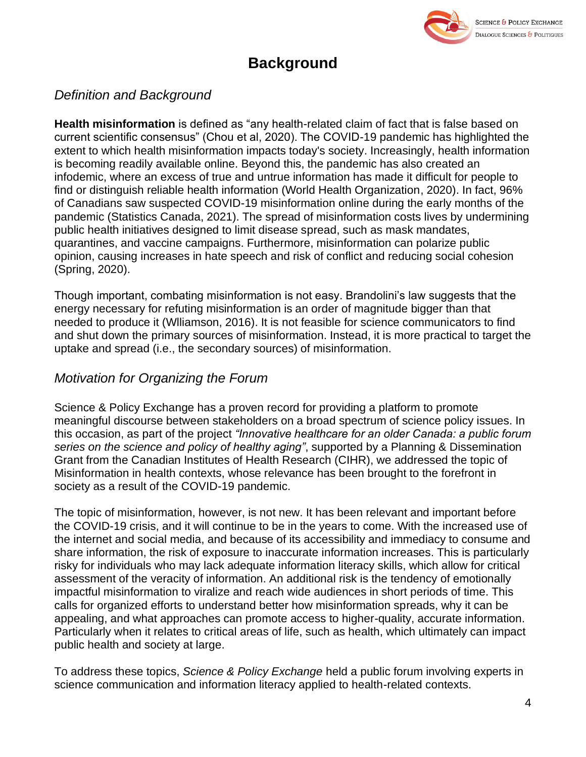# Background

## *Definition and Background*

**Health misinformation** is defined as "any health-related claim of fact that is false based on current scientific consensus" (Chou et al, 2020). The COVID-19 pandemic has highlighted the extent to which health misinformation impacts today's society. Increasingly, health information is becoming readily available online. Beyond this, the pandemic has also created an infodemic, where an excess of true and untrue information has made it difficult for people to find or distinguish reliable health information (World Health Organization, 2020). In fact, 96% of Canadians saw suspected COVID-19 misinformation online during the early months of the pandemic (Statistics Canada, 2021). The spread of misinformation costs lives by undermining public health initiatives designed to limit disease spread, such as mask mandates, quarantines, and vaccine campaigns. Furthermore, misinformation can polarize public opinion, causing increases in hate speech and risk of conflict and reducing social cohesion (Spring, 2020).

Though important, combating misinformation is not easy. Brandolini's law suggests that the energy necessary for refuting misinformation is an order of magnitude bigger than that needed to produce it (Wlliamson, 2016). It is not feasible for science communicators to find and shut down the primary sources of misinformation. Instead, it is more practical to target the uptake and spread (i.e., the secondary sources) of misinformation.

## *Motivation for Organizing the Forum*

Science & Policy Exchange has a proven record for providing a platform to promote meaningful discourse between stakeholders on a broad spectrum of science policy issues. In this occasion, as part of the project *"Innovative healthcare for an older Canada: a public forum series on the science and policy of healthy aging"*, supported by a Planning & Dissemination Grant from the Canadian Institutes of Health Research (CIHR), we addressed the topic of Misinformation in health contexts, whose relevance has been brought to the forefront in society as a result of the COVID-19 pandemic.

The topic of misinformation, however, is not new. It has been relevant and important before the COVID-19 crisis, and it will continue to be in the years to come. With the increased use of the internet and social media, and because of its accessibility and immediacy to consume and share information, the risk of exposure to inaccurate information increases. This is particularly risky for individuals who may lack adequate information literacy skills, which allow for critical assessment of the veracity of information. An additional risk is the tendency of emotionally impactful misinformation to viralize and reach wide audiences in short periods of time. This calls for organized efforts to understand better how misinformation spreads, why it can be appealing, and what approaches can promote access to higher-quality, accurate information. Particularly when it relates to critical areas of life, such as health, which ultimately can impact public health and society at large.

To address these topics, *Science & Policy Exchange* held a public forum involving experts in science communication and information literacy applied to health-related contexts.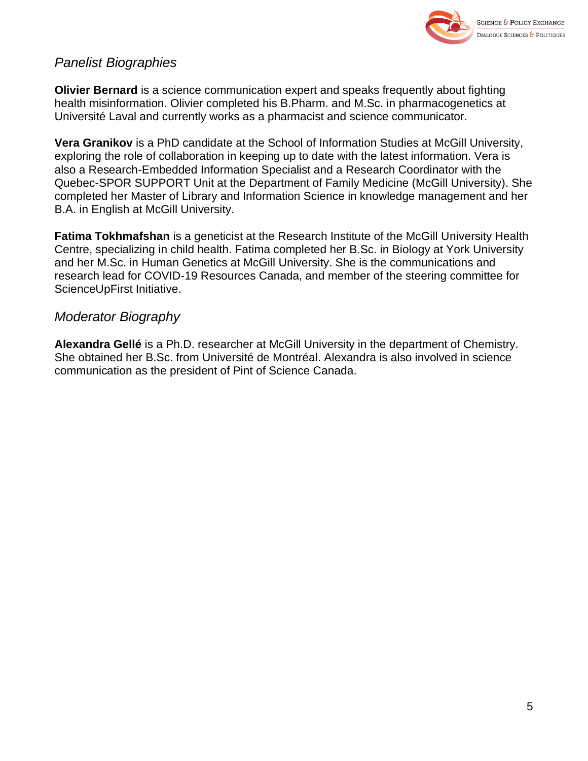## *Panelist Biographies*

**Olivier Bernard** is a science communication expert and speaks frequently about fighting health misinformation. Olivier completed his B.Pharm. and M.Sc. in pharmacogenetics at Université Laval and currently works as a pharmacist and science communicator.

**Vera Granikov** is a PhD candidate at the School of Information Studies at McGill University, exploring the role of collaboration in keeping up to date with the latest information. Vera is also a Research-Embedded Information Specialist and a Research Coordinator with the Quebec-SPOR SUPPORT Unit at the Department of Family Medicine (McGill University). She completed her Master of Library and Information Science in knowledge management and her B.A. in English at McGill University.

**Fatima Tokhmafshan** is a geneticist at the Research Institute of the McGill University Health Centre, specializing in child health. Fatima completed her B.Sc. in Biology at York University and her M.Sc. in Human Genetics at McGill University. She is the communications and research lead for COVID-19 Resources Canada, and member of the steering committee for ScienceUpFirst Initiative.

## *Moderator Biography*

**Alexandra Gellé** is a Ph.D. researcher at McGill University in the department of Chemistry. She obtained her B.Sc. from Université de Montréal. Alexandra is also involved in science communication as the president of Pint of Science Canada.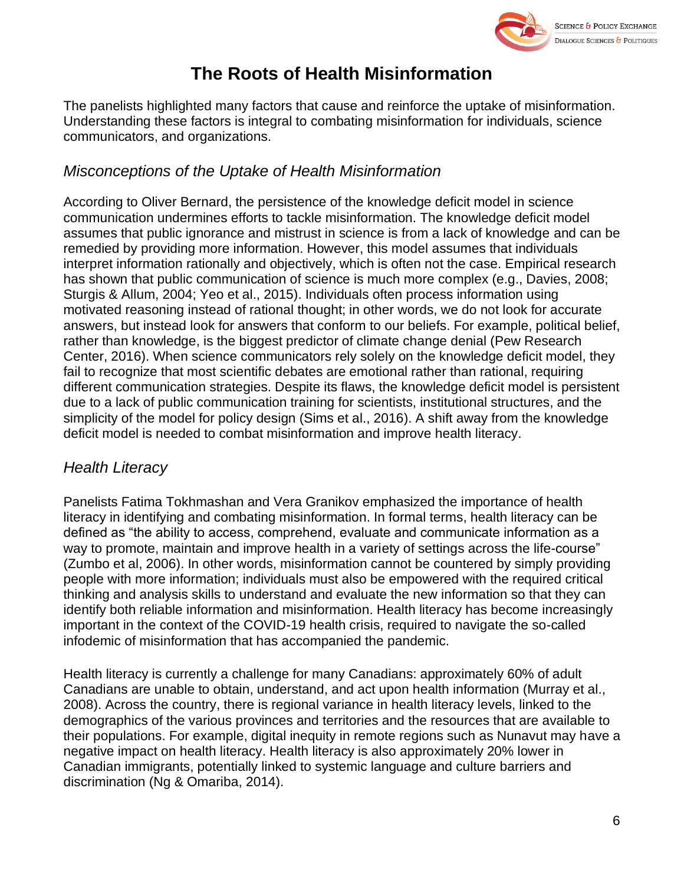# The Roots of Health Misinformation

The panelists highlighted many factors that cause and reinforce the uptake of misinformation. Understanding these factors is integral to combating misinformation for individuals, science communicators, and organizations.

## *Misconceptions of the Uptake of Health Misinformation*

According to Oliver Bernard, the persistence of the knowledge deficit model in science communication undermines efforts to tackle misinformation. The knowledge deficit model assumes that public ignorance and mistrust in science is from a lack of knowledge and can be remedied by providing more information. However, this model assumes that individuals interpret information rationally and objectively, which is often not the case. Empirical research has shown that public communication of science is much more complex (e.g., Davies, 2008; Sturgis & Allum, 2004; Yeo et al., 2015). Individuals often process information using motivated reasoning instead of rational thought; in other words, we do not look for accurate answers, but instead look for answers that conform to our beliefs. For example, political belief, rather than knowledge, is the biggest predictor of climate change denial (Pew Research Center, 2016). When science communicators rely solely on the knowledge deficit model, they fail to recognize that most scientific debates are emotional rather than rational, requiring different communication strategies. Despite its flaws, the knowledge deficit model is persistent due to a lack of public communication training for scientists, institutional structures, and the simplicity of the model for policy design (Sims et al., 2016). A shift away from the knowledge deficit model is needed to combat misinformation and improve health literacy.

## *Health Literacy*

Panelists Fatima Tokhmashan and Vera Granikov emphasized the importance of health literacy in identifying and combating misinformation. In formal terms, health literacy can be defined as "the ability to access, comprehend, evaluate and communicate information as a way to promote, maintain and improve health in a variety of settings across the life-course" (Zumbo et al, 2006). In other words, misinformation cannot be countered by simply providing people with more information; individuals must also be empowered with the required critical thinking and analysis skills to understand and evaluate the new information so that they can identify both reliable information and misinformation. Health literacy has become increasingly important in the context of the COVID-19 health crisis, required to navigate the so-called infodemic of misinformation that has accompanied the pandemic.

Health literacy is currently a challenge for many Canadians: approximately 60% of adult Canadians are unable to obtain, understand, and act upon health information (Murray et al., 2008). Across the country, there is regional variance in health literacy levels, linked to the demographics of the various provinces and territories and the resources that are available to their populations. For example, digital inequity in remote regions such as Nunavut may have a negative impact on health literacy. Health literacy is also approximately 20% lower in Canadian immigrants, potentially linked to systemic language and culture barriers and discrimination (Ng & Omariba, 2014).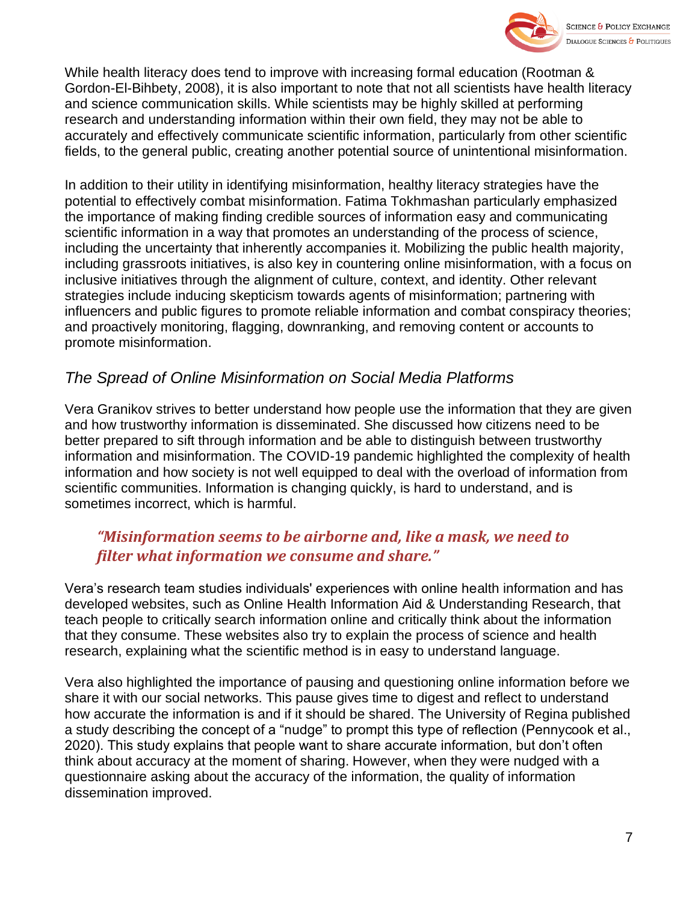While health literacy does tend to improve with increasing formal education (Rootman & Gordon-El-Bihbety, 2008), it is also important to note that not all scientists have health literacy and science communication skills. While scientists may be highly skilled at performing research and understanding information within their own field, they may not be able to accurately and effectively communicate scientific information, particularly from other scientific fields, to the general public, creating another potential source of unintentional misinformation.

In addition to their utility in identifying misinformation, healthy literacy strategies have the potential to effectively combat misinformation. Fatima Tokhmashan particularly emphasized the importance of making finding credible sources of information easy and communicating scientific information in a way that promotes an understanding of the process of science, including the uncertainty that inherently accompanies it. Mobilizing the public health majority, including grassroots initiatives, is also key in countering online misinformation, with a focus on inclusive initiatives through the alignment of culture, context, and identity. Other relevant strategies include inducing skepticism towards agents of misinformation; partnering with influencers and public figures to promote reliable information and combat conspiracy theories; and proactively monitoring, flagging, downranking, and removing content or accounts to promote misinformation.

## *The Spread of Online Misinformation on Social Media Platforms*

Vera Granikov strives to better understand how people use the information that they are given and how trustworthy information is disseminated. She discussed how citizens need to be better prepared to sift through information and be able to distinguish between trustworthy information and misinformation. The COVID-19 pandemic highlighted the complexity of health information and how society is not well equipped to deal with the overload of information from scientific communities. Information is changing quickly, is hard to understand, and is sometimes incorrect, which is harmful.

> ***"Misinformation seems to be airborne and, like a mask, we need to filter what information we consume and share."***

Vera's research team studies individuals' experiences with online health information and has developed websites, such as Online Health Information Aid & Understanding Research, that teach people to critically search information online and critically think about the information that they consume. These websites also try to explain the process of science and health research, explaining what the scientific method is in easy to understand language.

Vera also highlighted the importance of pausing and questioning online information before we share it with our social networks. This pause gives time to digest and reflect to understand how accurate the information is and if it should be shared. The University of Regina published a study describing the concept of a "nudge" to prompt this type of reflection (Pennycook et al., 2020). This study explains that people want to share accurate information, but don't often think about accuracy at the moment of sharing. However, when they were nudged with a questionnaire asking about the accuracy of the information, the quality of information dissemination improved.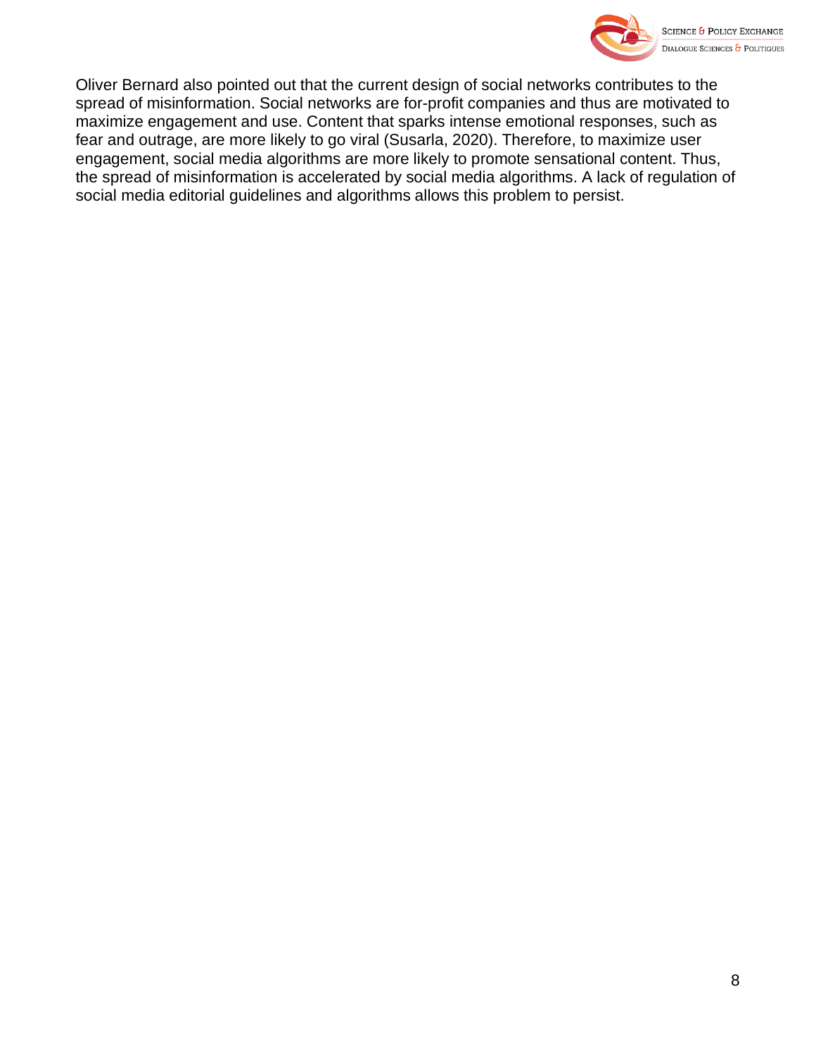Oliver Bernard also pointed out that the current design of social networks contributes to the spread of misinformation. Social networks are for-profit companies and thus are motivated to maximize engagement and use. Content that sparks intense emotional responses, such as fear and outrage, are more likely to go viral (Susarla, 2020). Therefore, to maximize user engagement, social media algorithms are more likely to promote sensational content. Thus, the spread of misinformation is accelerated by social media algorithms. A lack of regulation of social media editorial guidelines and algorithms allows this problem to persist.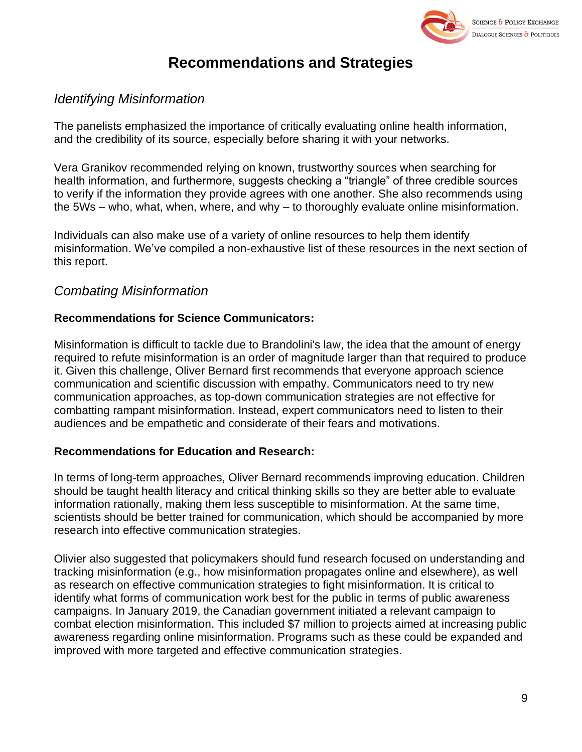# Recommendations and Strategies

## *Identifying Misinformation*

The panelists emphasized the importance of critically evaluating online health information, and the credibility of its source, especially before sharing it with your networks.

Vera Granikov recommended relying on known, trustworthy sources when searching for health information, and furthermore, suggests checking a "triangle" of three credible sources to verify if the information they provide agrees with one another. She also recommends using the 5Ws – who, what, when, where, and why – to thoroughly evaluate online misinformation.

Individuals can also make use of a variety of online resources to help them identify misinformation. We've compiled a non-exhaustive list of these resources in the next section of this report.

## *Combating Misinformation*

**Recommendations for Science Communicators:**

Misinformation is difficult to tackle due to Brandolini's law, the idea that the amount of energy required to refute misinformation is an order of magnitude larger than that required to produce it. Given this challenge, Oliver Bernard first recommends that everyone approach science communication and scientific discussion with empathy. Communicators need to try new communication approaches, as top-down communication strategies are not effective for combatting rampant misinformation. Instead, expert communicators need to listen to their audiences and be empathetic and considerate of their fears and motivations.

**Recommendations for Education and Research:**

In terms of long-term approaches, Oliver Bernard recommends improving education. Children should be taught health literacy and critical thinking skills so they are better able to evaluate information rationally, making them less susceptible to misinformation. At the same time, scientists should be better trained for communication, which should be accompanied by more research into effective communication strategies.

Olivier also suggested that policymakers should fund research focused on understanding and tracking misinformation (e.g., how misinformation propagates online and elsewhere), as well as research on effective communication strategies to fight misinformation. It is critical to identify what forms of communication work best for the public in terms of public awareness campaigns. In January 2019, the Canadian government initiated a relevant campaign to combat election misinformation. This included $7 million to projects aimed at increasing public awareness regarding online misinformation. Programs such as these could be expanded and improved with more targeted and effective communication strategies.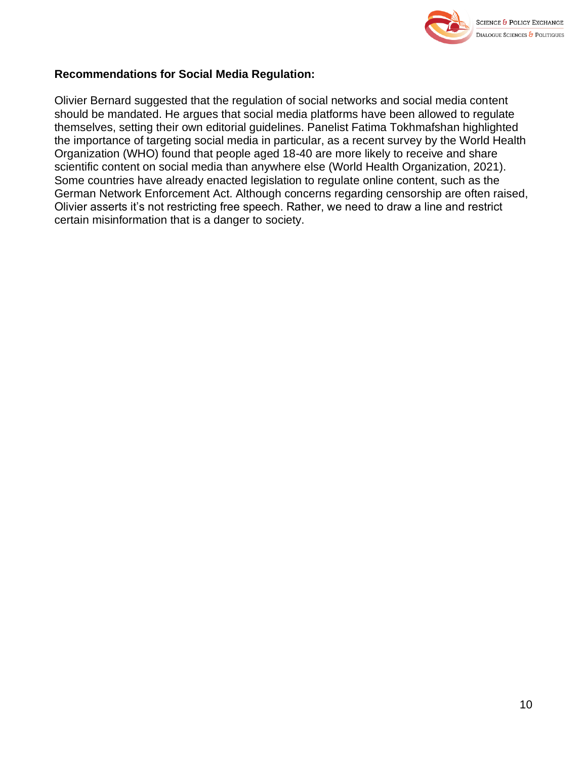**Recommendations for Social Media Regulation:**

Olivier Bernard suggested that the regulation of social networks and social media content should be mandated. He argues that social media platforms have been allowed to regulate themselves, setting their own editorial guidelines. Panelist Fatima Tokhmafshan highlighted the importance of targeting social media in particular, as a recent survey by the World Health Organization (WHO) found that people aged 18-40 are more likely to receive and share scientific content on social media than anywhere else (World Health Organization, 2021). Some countries have already enacted legislation to regulate online content, such as the German Network Enforcement Act. Although concerns regarding censorship are often raised, Olivier asserts it's not restricting free speech. Rather, we need to draw a line and restrict certain misinformation that is a danger to society.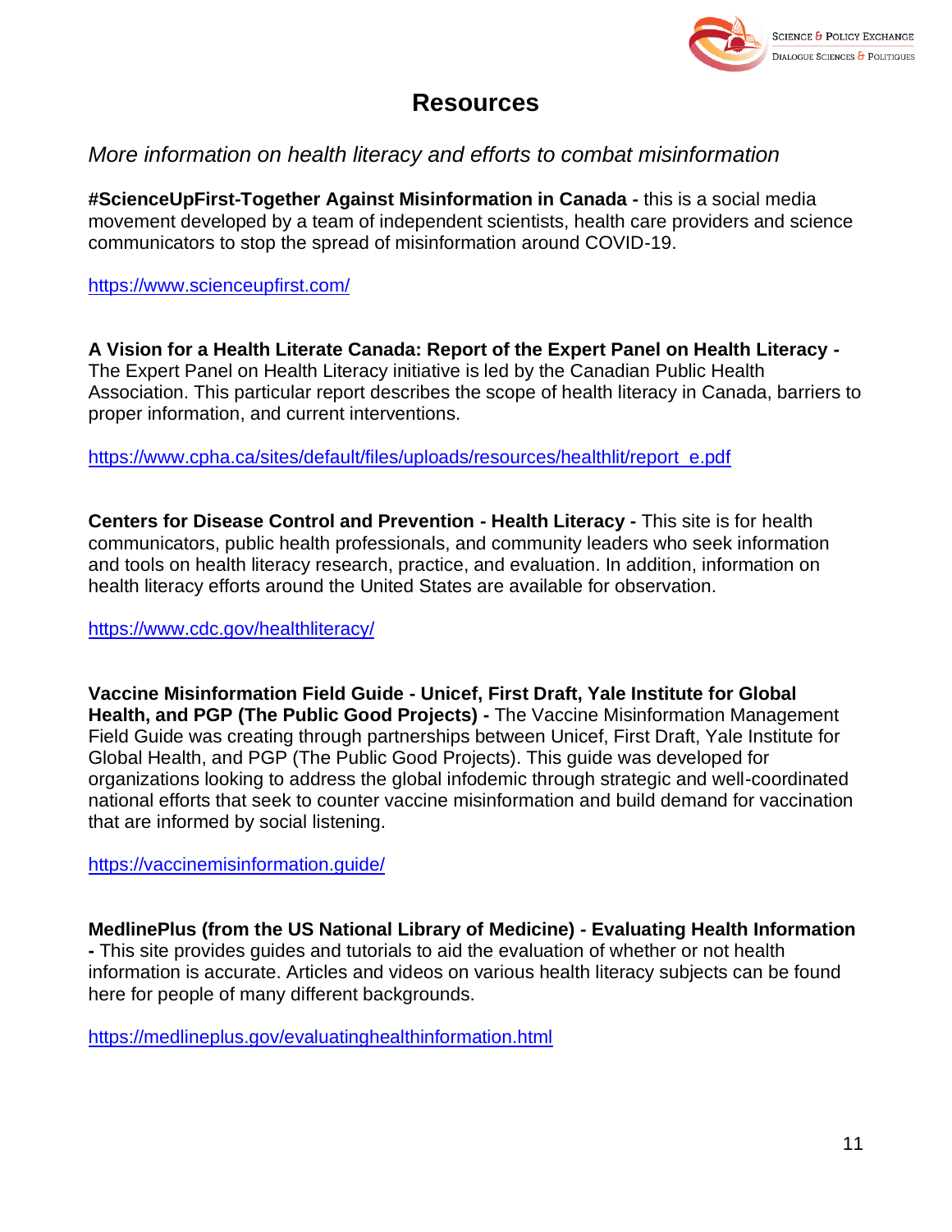# Resources

*More information on health literacy and efforts to combat misinformation*

**#ScienceUpFirst-Together Against Misinformation in Canada -** this is a social media movement developed by a team of independent scientists, health care providers and science communicators to stop the spread of misinformation around COVID-19.

https://www.scienceupfirst.com/

**A Vision for a Health Literate Canada: Report of the Expert Panel on Health Literacy -** The Expert Panel on Health Literacy initiative is led by the Canadian Public Health Association. This particular report describes the scope of health literacy in Canada, barriers to proper information, and current interventions.

https://www.cpha.ca/sites/default/files/uploads/resources/healthlit/report_e.pdf

**Centers for Disease Control and Prevention - Health Literacy -** This site is for health communicators, public health professionals, and community leaders who seek information and tools on health literacy research, practice, and evaluation. In addition, information on health literacy efforts around the United States are available for observation.

https://www.cdc.gov/healthliteracy/

**Vaccine Misinformation Field Guide - Unicef, First Draft, Yale Institute for Global Health, and PGP (The Public Good Projects) -** The Vaccine Misinformation Management Field Guide was creating through partnerships between Unicef, First Draft, Yale Institute for Global Health, and PGP (The Public Good Projects). This guide was developed for organizations looking to address the global infodemic through strategic and well-coordinated national efforts that seek to counter vaccine misinformation and build demand for vaccination that are informed by social listening.

https://vaccinemisinformation.guide/

**MedlinePlus (from the US National Library of Medicine) - Evaluating Health Information -** This site provides guides and tutorials to aid the evaluation of whether or not health information is accurate. Articles and videos on various health literacy subjects can be found here for people of many different backgrounds.

https://medlineplus.gov/evaluatinghealthinformation.html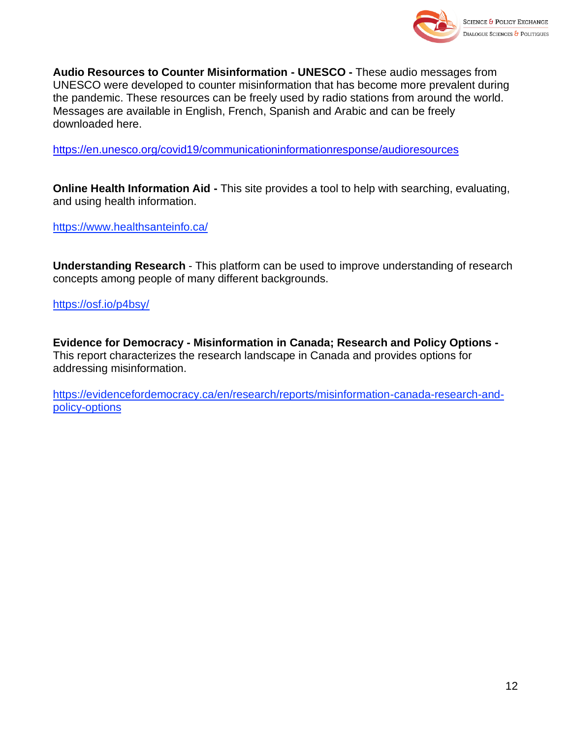**Audio Resources to Counter Misinformation - UNESCO -** These audio messages from UNESCO were developed to counter misinformation that has become more prevalent during the pandemic. These resources can be freely used by radio stations from around the world. Messages are available in English, French, Spanish and Arabic and can be freely downloaded here.

https://en.unesco.org/covid19/communicationinformationresponse/audioresources

**Online Health Information Aid -** This site provides a tool to help with searching, evaluating, and using health information.

https://www.healthsanteinfo.ca/

**Understanding Research** - This platform can be used to improve understanding of research concepts among people of many different backgrounds.

https://osf.io/p4bsy/

**Evidence for Democracy - Misinformation in Canada; Research and Policy Options -** This report characterizes the research landscape in Canada and provides options for addressing misinformation.

https://evidencefordemocracy.ca/en/research/reports/misinformation-canada-research-and-policy-options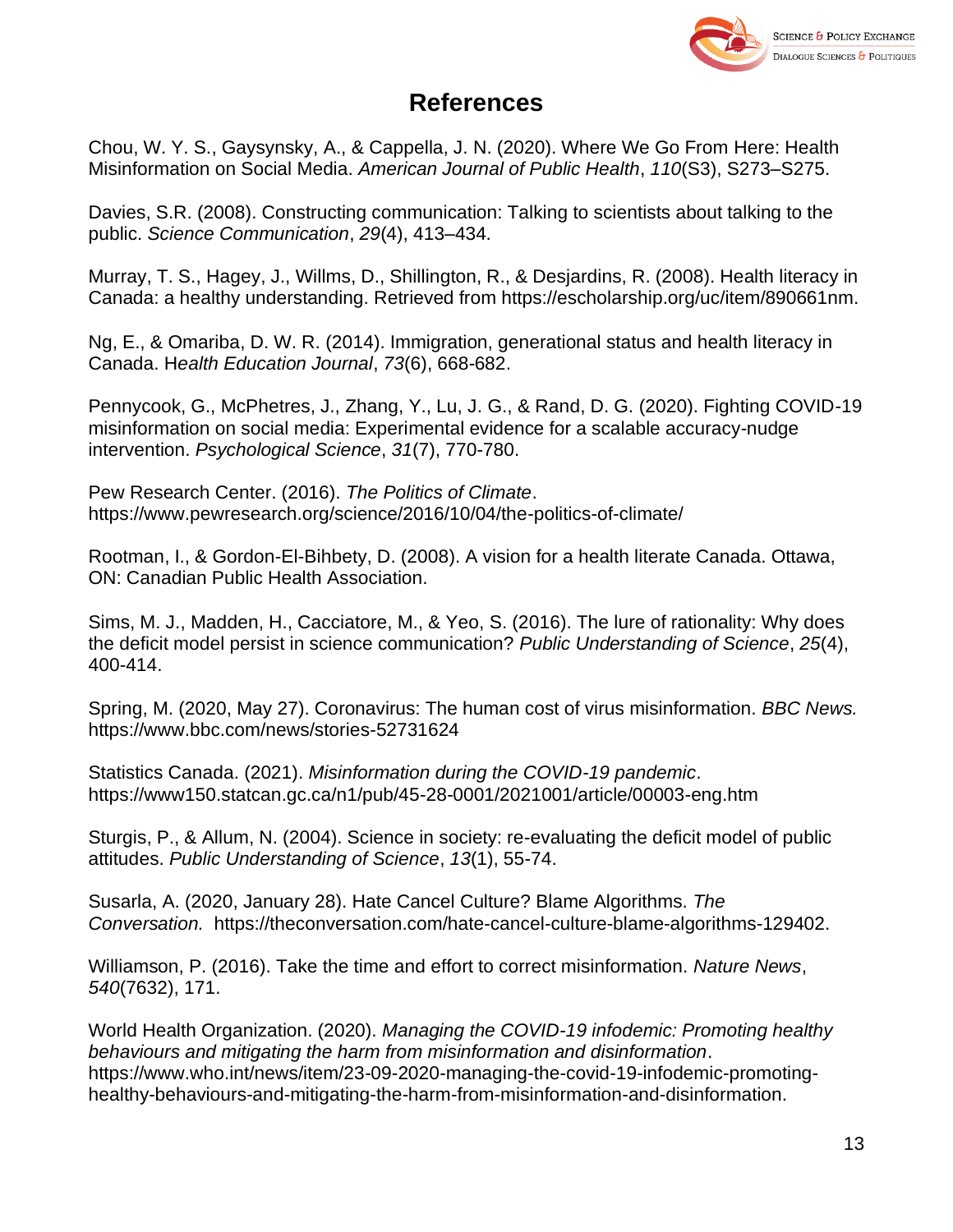# References

Chou, W. Y. S., Gaysynsky, A., & Cappella, J. N. (2020). Where We Go From Here: Health Misinformation on Social Media. *American Journal of Public Health*, *110*(S3), S273–S275.

Davies, S.R. (2008). Constructing communication: Talking to scientists about talking to the public. *Science Communication*, *29*(4), 413–434.

Murray, T. S., Hagey, J., Willms, D., Shillington, R., & Desjardins, R. (2008). Health literacy in Canada: a healthy understanding. Retrieved from https://escholarship.org/uc/item/890661nm.

Ng, E., & Omariba, D. W. R. (2014). Immigration, generational status and health literacy in Canada. H*ealth Education Journal*, *73*(6), 668-682.

Pennycook, G., McPhetres, J., Zhang, Y., Lu, J. G., & Rand, D. G. (2020). Fighting COVID-19 misinformation on social media: Experimental evidence for a scalable accuracy-nudge intervention. *Psychological Science*, *31*(7), 770-780.

Pew Research Center. (2016). *The Politics of Climate*. https://www.pewresearch.org/science/2016/10/04/the-politics-of-climate/

Rootman, I., & Gordon-El-Bihbety, D. (2008). A vision for a health literate Canada. Ottawa, ON: Canadian Public Health Association.

Sims, M. J., Madden, H., Cacciatore, M., & Yeo, S. (2016). The lure of rationality: Why does the deficit model persist in science communication? *Public Understanding of Science*, *25*(4), 400-414.

Spring, M. (2020, May 27). Coronavirus: The human cost of virus misinformation. *BBC News.* https://www.bbc.com/news/stories-52731624

Statistics Canada. (2021). *Misinformation during the COVID-19 pandemic*. https://www150.statcan.gc.ca/n1/pub/45-28-0001/2021001/article/00003-eng.htm

Sturgis, P., & Allum, N. (2004). Science in society: re-evaluating the deficit model of public attitudes. *Public Understanding of Science*, *13*(1), 55-74.

Susarla, A. (2020, January 28). Hate Cancel Culture? Blame Algorithms. *The Conversation.* https://theconversation.com/hate-cancel-culture-blame-algorithms-129402.

Williamson, P. (2016). Take the time and effort to correct misinformation. *Nature News*, *540*(7632), 171.

World Health Organization. (2020). *Managing the COVID-19 infodemic: Promoting healthy behaviours and mitigating the harm from misinformation and disinformation*. https://www.who.int/news/item/23-09-2020-managing-the-covid-19-infodemic-promoting-healthy-behaviours-and-mitigating-the-harm-from-misinformation-and-disinformation.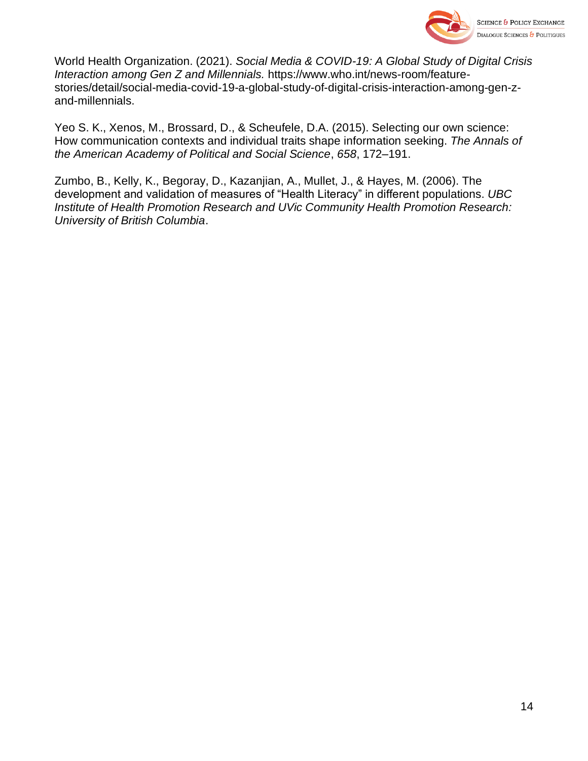World Health Organization. (2021). *Social Media & COVID-19: A Global Study of Digital Crisis Interaction among Gen Z and Millennials.* https://www.who.int/news-room/feature-stories/detail/social-media-covid-19-a-global-study-of-digital-crisis-interaction-among-gen-z-and-millennials.

Yeo S. K., Xenos, M., Brossard, D., & Scheufele, D.A. (2015). Selecting our own science: How communication contexts and individual traits shape information seeking. *The Annals of the American Academy of Political and Social Science*, *658*, 172–191.

Zumbo, B., Kelly, K., Begoray, D., Kazanjian, A., Mullet, J., & Hayes, M. (2006). The development and validation of measures of "Health Literacy" in different populations. *UBC Institute of Health Promotion Research and UVic Community Health Promotion Research: University of British Columbia*.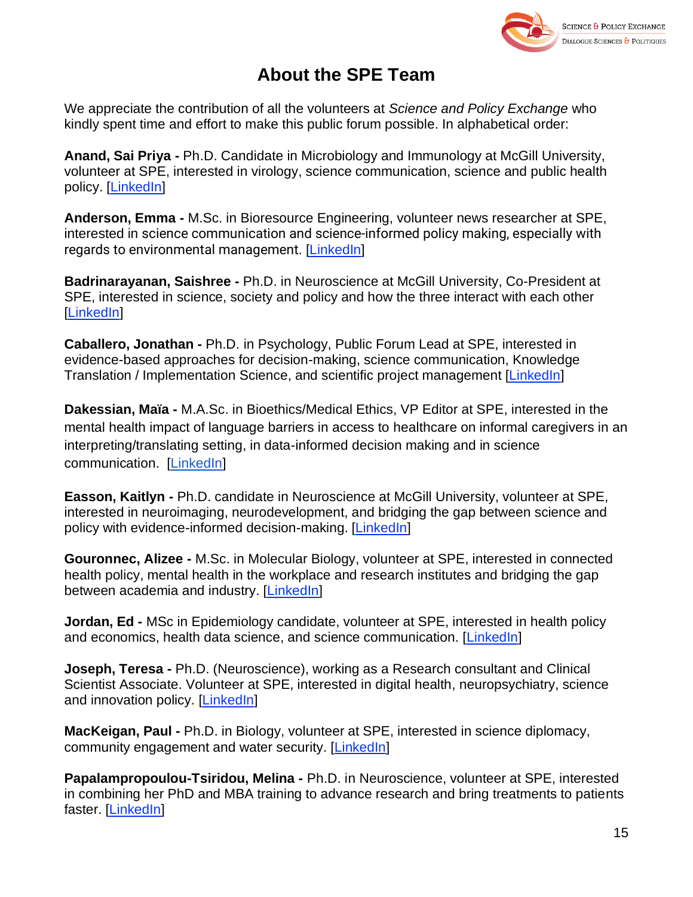# About the SPE Team

We appreciate the contribution of all the volunteers at *Science and Policy Exchange* who kindly spent time and effort to make this public forum possible. In alphabetical order:

**Anand, Sai Priya -** Ph.D. Candidate in Microbiology and Immunology at McGill University, volunteer at SPE, interested in virology, science communication, science and public health policy. [LinkedIn]

**Anderson, Emma -** M.Sc. in Bioresource Engineering, volunteer news researcher at SPE, interested in science communication and science-informed policy making, especially with regards to environmental management. [LinkedIn]

**Badrinarayanan, Saishree -** Ph.D. in Neuroscience at McGill University, Co-President at SPE, interested in science, society and policy and how the three interact with each other [LinkedIn]

**Caballero, Jonathan -** Ph.D. in Psychology, Public Forum Lead at SPE, interested in evidence-based approaches for decision-making, science communication, Knowledge Translation / Implementation Science, and scientific project management [LinkedIn]

**Dakessian, Maïa -** M.A.Sc. in Bioethics/Medical Ethics, VP Editor at SPE, interested in the mental health impact of language barriers in access to healthcare on informal caregivers in an interpreting/translating setting, in data-informed decision making and in science communication. [LinkedIn]

**Easson, Kaitlyn -** Ph.D. candidate in Neuroscience at McGill University, volunteer at SPE, interested in neuroimaging, neurodevelopment, and bridging the gap between science and policy with evidence-informed decision-making. [LinkedIn]

**Gouronnec, Alizee -** M.Sc. in Molecular Biology, volunteer at SPE, interested in connected health policy, mental health in the workplace and research institutes and bridging the gap between academia and industry. [LinkedIn]

**Jordan, Ed -** MSc in Epidemiology candidate, volunteer at SPE, interested in health policy and economics, health data science, and science communication. [LinkedIn]

**Joseph, Teresa -** Ph.D. (Neuroscience), working as a Research consultant and Clinical Scientist Associate. Volunteer at SPE, interested in digital health, neuropsychiatry, science and innovation policy. [LinkedIn]

**MacKeigan, Paul -** Ph.D. in Biology, volunteer at SPE, interested in science diplomacy, community engagement and water security. [LinkedIn]

**Papalampropoulou-Tsiridou, Melina -** Ph.D. in Neuroscience, volunteer at SPE, interested in combining her PhD and MBA training to advance research and bring treatments to patients faster. [LinkedIn]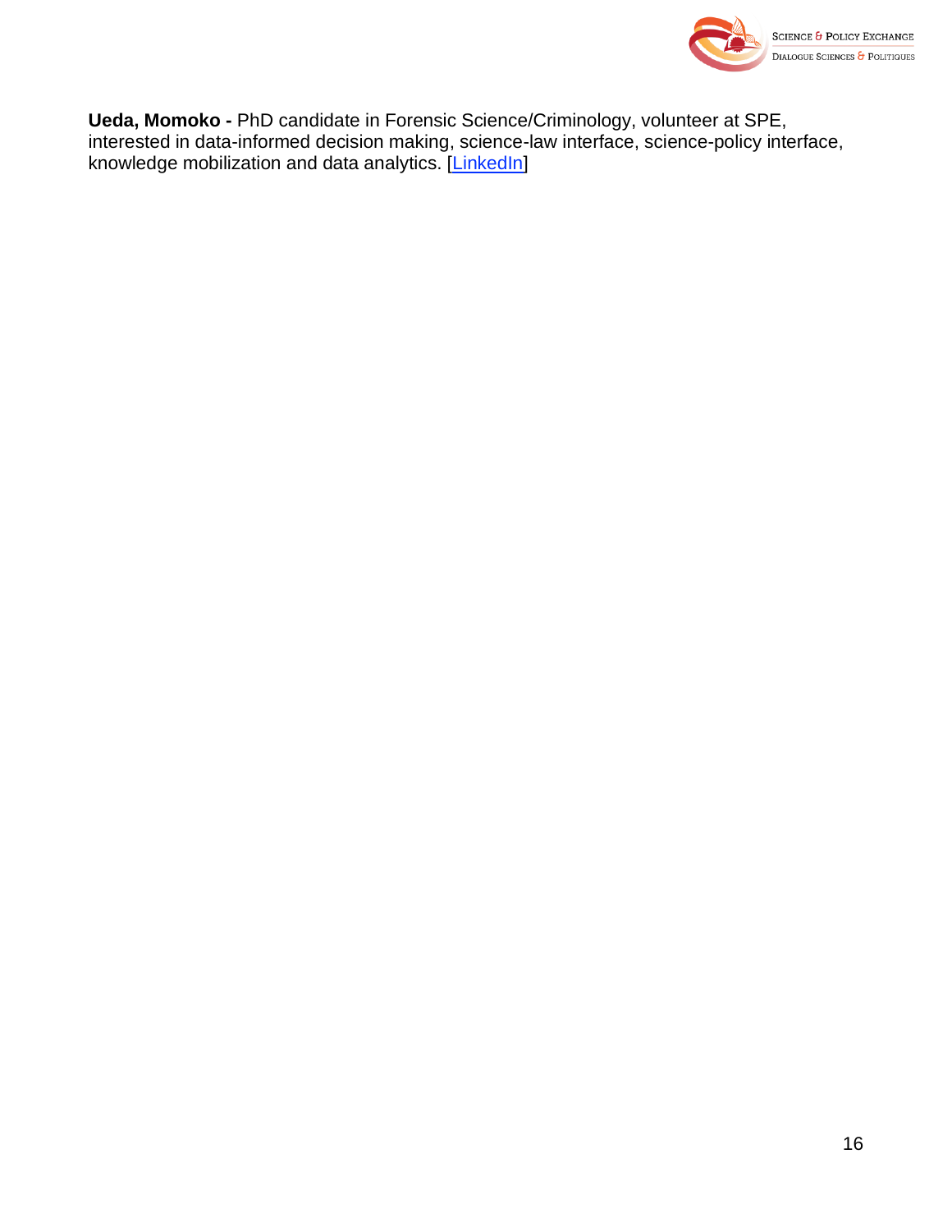**Ueda, Momoko -** PhD candidate in Forensic Science/Criminology, volunteer at SPE, interested in data-informed decision making, science-law interface, science-policy interface, knowledge mobilization and data analytics. [LinkedIn]